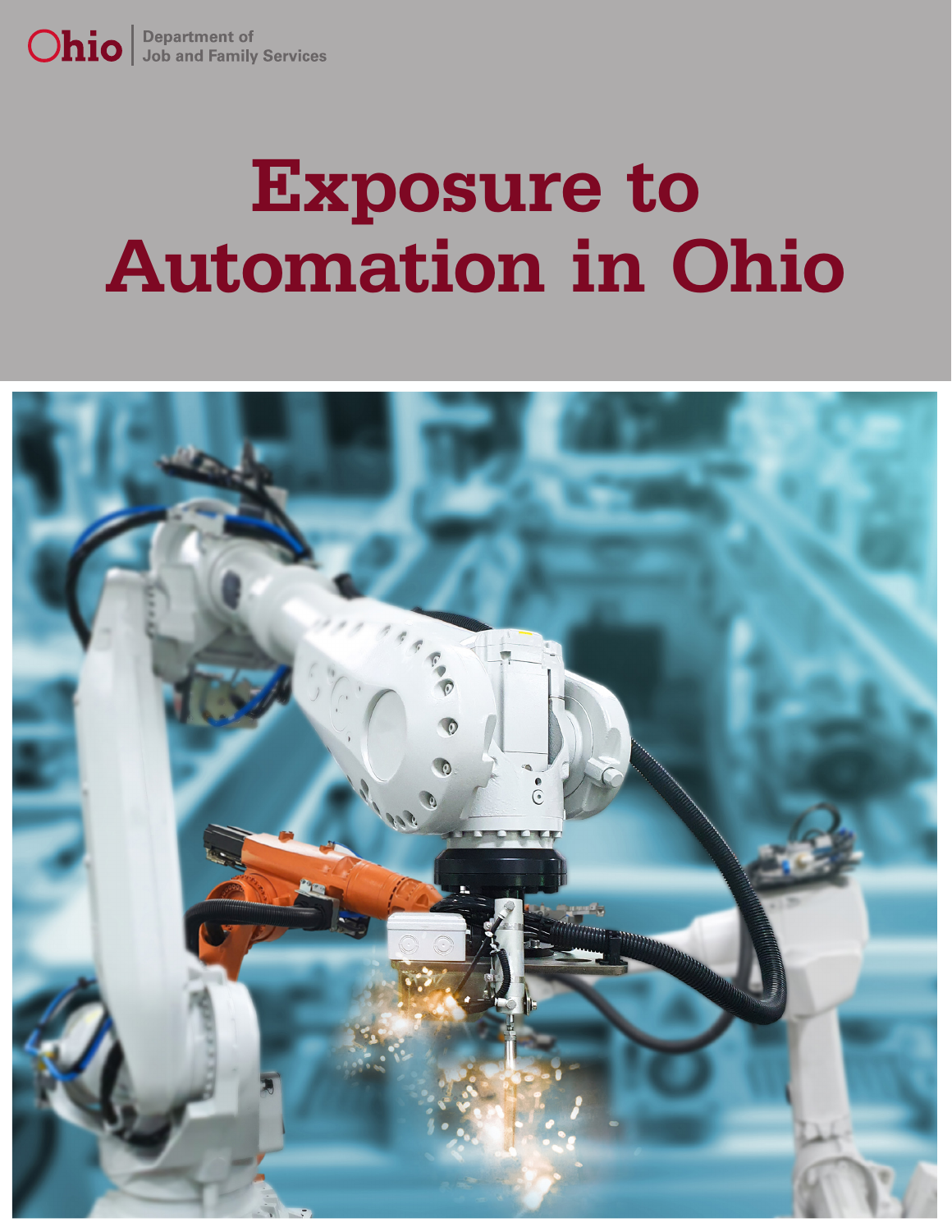Ohio | Department of Job and Family Services

# Exposure to Automation in Ohio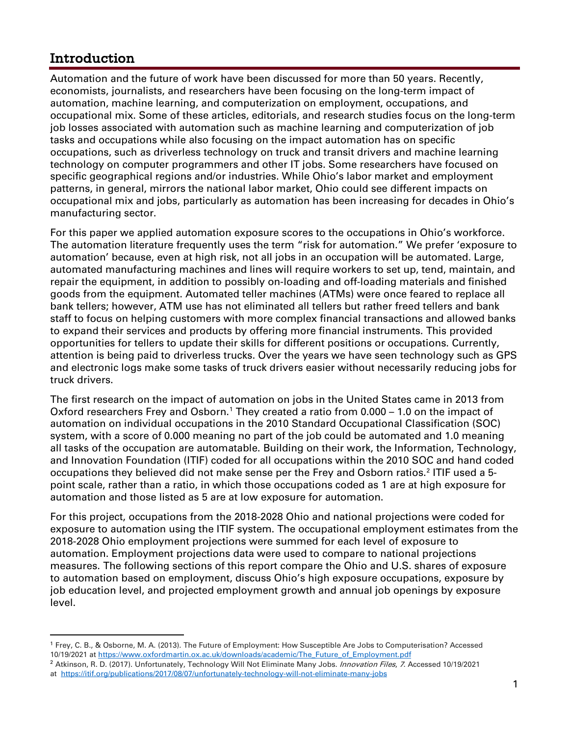## Introduction

Automation and the future of work have been discussed for more than 50 years. Recently, economists, journalists, and researchers have been focusing on the long-term impact of automation, machine learning, and computerization on employment, occupations, and occupational mix. Some of these articles, editorials, and research studies focus on the long-term job losses associated with automation such as machine learning and computerization of job tasks and occupations while also focusing on the impact automation has on specific occupations, such as driverless technology on truck and transit drivers and machine learning technology on computer programmers and other IT jobs. Some researchers have focused on specific geographical regions and/or industries. While Ohio's labor market and employment patterns, in general, mirrors the national labor market, Ohio could see different impacts on occupational mix and jobs, particularly as automation has been increasing for decades in Ohio's manufacturing sector.

For this paper we applied automation exposure scores to the occupations in Ohio's workforce. The automation literature frequently uses the term "risk for automation." We prefer 'exposure to automation' because, even at high risk, not all jobs in an occupation will be automated. Large, automated manufacturing machines and lines will require workers to set up, tend, maintain, and repair the equipment, in addition to possibly on-loading and off-loading materials and finished goods from the equipment. Automated teller machines (ATMs) were once feared to replace all bank tellers; however, ATM use has not eliminated all tellers but rather freed tellers and bank staff to focus on helping customers with more complex financial transactions and allowed banks to expand their services and products by offering more financial instruments. This provided opportunities for tellers to update their skills for different positions or occupations. Currently, attention is being paid to driverless trucks. Over the years we have seen technology such as GPS and electronic logs make some tasks of truck drivers easier without necessarily reducing jobs for truck drivers.

The first research on the impact of automation on jobs in the United States came in 2013 from Oxford researchers Frey and Osborn.[1] They created a ratio from 0.000 – 1.0 on the impact of automation on individual occupations in the 2010 Standard Occupational Classification (SOC) system, with a score of 0.000 meaning no part of the job could be automated and 1.0 meaning all tasks of the occupation are automatable. Building on their work, the Information, Technology, and Innovation Foundation (ITIF) coded for all occupations within the 2010 SOC and hand coded occupations they believed did not make sense per the Frey and Osborn ratios.[2] ITIF used a 5-point scale, rather than a ratio, in which those occupations coded as 1 are at high exposure for automation and those listed as 5 are at low exposure for automation.

For this project, occupations from the 2018-2028 Ohio and national projections were coded for exposure to automation using the ITIF system. The occupational employment estimates from the 2018-2028 Ohio employment projections were summed for each level of exposure to automation. Employment projections data were used to compare to national projections measures. The following sections of this report compare the Ohio and U.S. shares of exposure to automation based on employment, discuss Ohio's high exposure occupations, exposure by job education level, and projected employment growth and annual job openings by exposure level.

---

[1] Frey, C. B., & Osborne, M. A. (2013). The Future of Employment: How Susceptible Are Jobs to Computerisation? Accessed 10/19/2021 at https://www.oxfordmartin.ox.ac.uk/downloads/academic/The_Future_of_Employment.pdf

[2] Atkinson, R. D. (2017). Unfortunately, Technology Will Not Eliminate Many Jobs. *Innovation Files*, *7*. Accessed 10/19/2021 at https://itif.org/publications/2017/08/07/unfortunately-technology-will-not-eliminate-many-jobs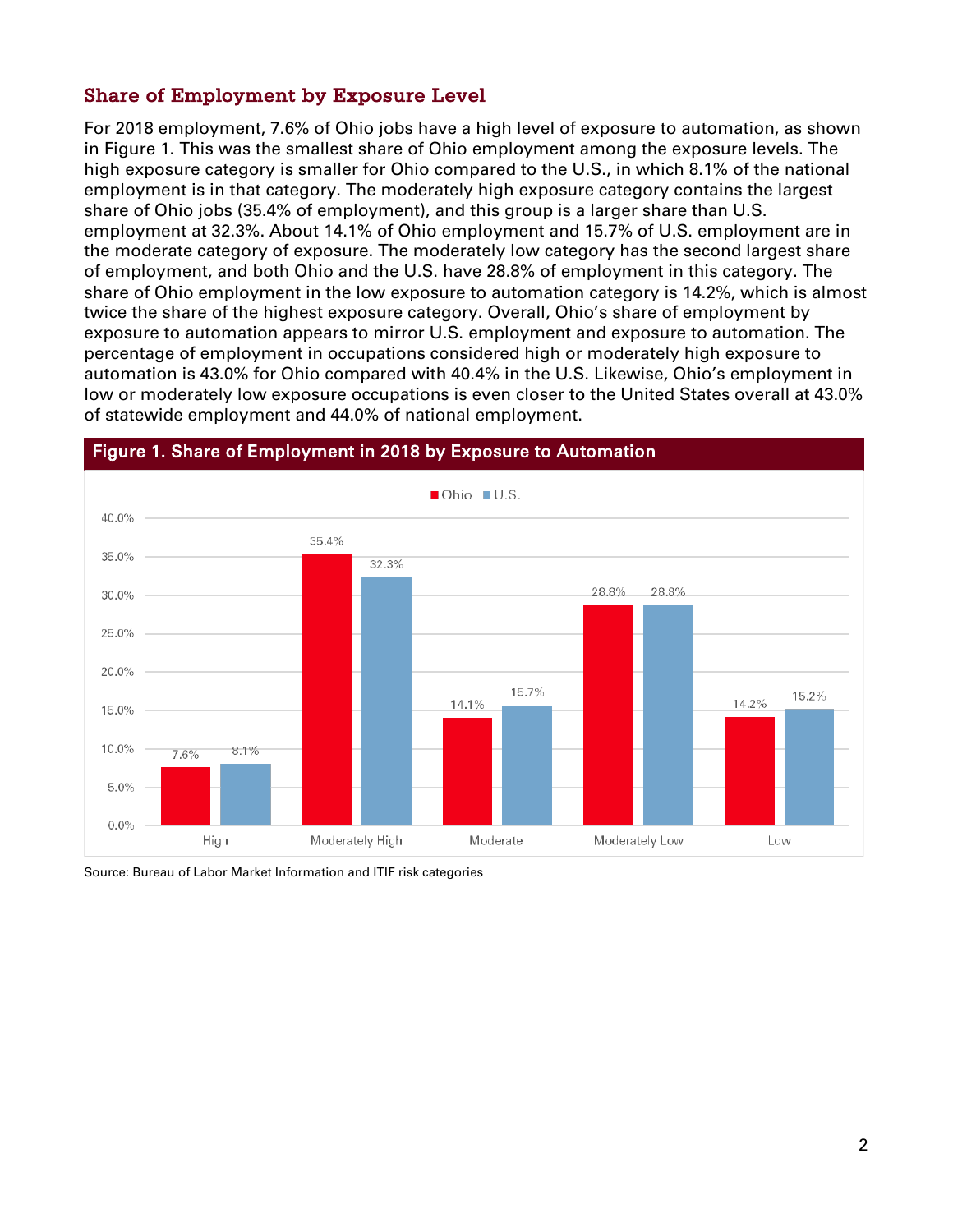## Share of Employment by Exposure Level

For 2018 employment, 7.6% of Ohio jobs have a high level of exposure to automation, as shown in Figure 1. This was the smallest share of Ohio employment among the exposure levels. The high exposure category is smaller for Ohio compared to the U.S., in which 8.1% of the national employment is in that category. The moderately high exposure category contains the largest share of Ohio jobs (35.4% of employment), and this group is a larger share than U.S. employment at 32.3%. About 14.1% of Ohio employment and 15.7% of U.S. employment are in the moderate category of exposure. The moderately low category has the second largest share of employment, and both Ohio and the U.S. have 28.8% of employment in this category. The share of Ohio employment in the low exposure to automation category is 14.2%, which is almost twice the share of the highest exposure category. Overall, Ohio's share of employment by exposure to automation appears to mirror U.S. employment and exposure to automation. The percentage of employment in occupations considered high or moderately high exposure to automation is 43.0% for Ohio compared with 40.4% in the U.S. Likewise, Ohio's employment in low or moderately low exposure occupations is even closer to the United States overall at 43.0% of statewide employment and 44.0% of national employment.

**Figure 1. Share of Employment in 2018 by Exposure to Automation**

| Exposure Level | Ohio | U.S. |
|---|---|---|
| High | 7.6% | 8.1% |
| Moderately High | 35.4% | 32.3% |
| Moderate | 14.1% | 15.7% |
| Moderately Low | 28.8% | 28.8% |
| Low | 14.2% | 15.2% |

Source: Bureau of Labor Market Information and ITIF risk categories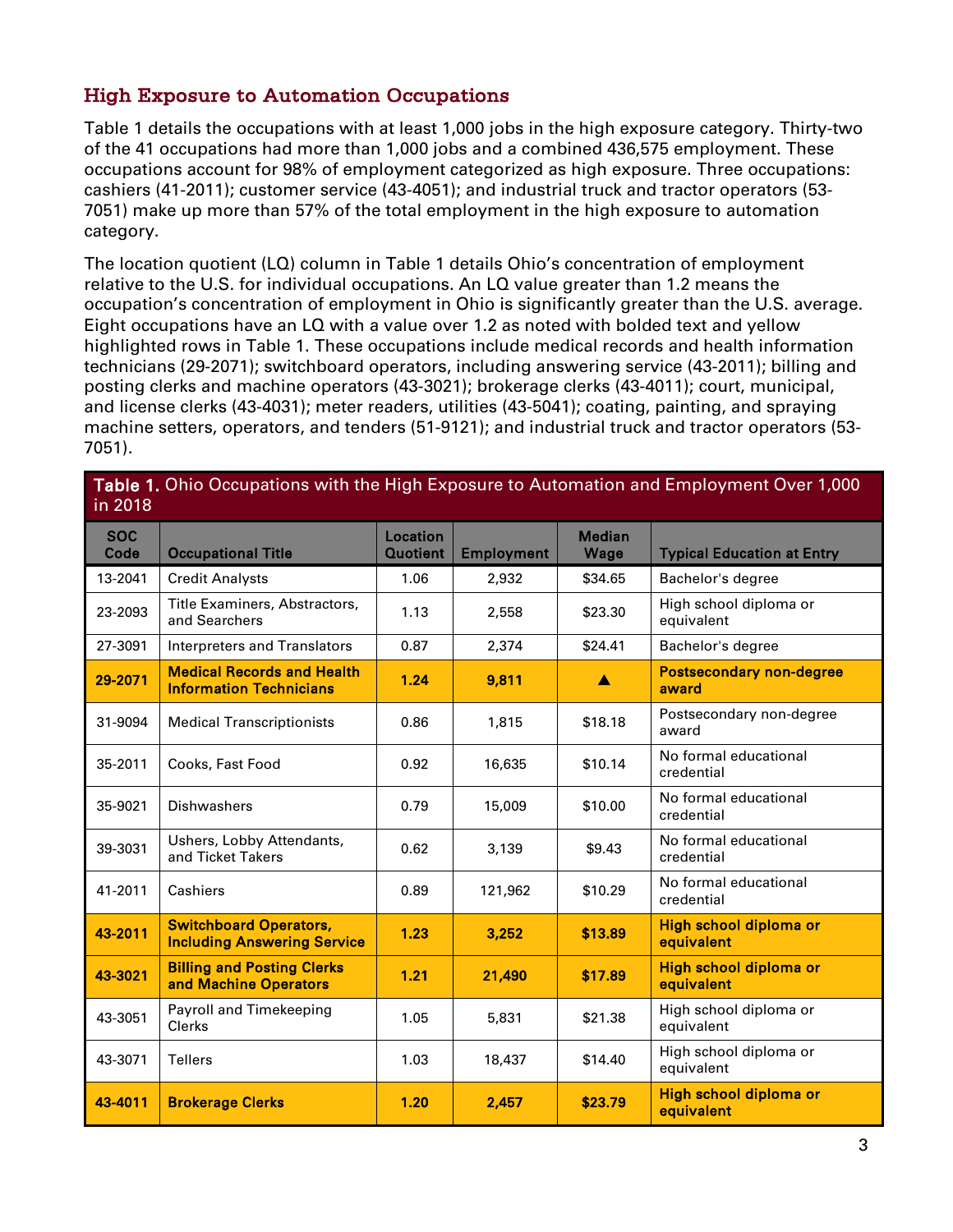## High Exposure to Automation Occupations

Table 1 details the occupations with at least 1,000 jobs in the high exposure category. Thirty-two of the 41 occupations had more than 1,000 jobs and a combined 436,575 employment. These occupations account for 98% of employment categorized as high exposure. Three occupations: cashiers (41-2011); customer service (43-4051); and industrial truck and tractor operators (53-7051) make up more than 57% of the total employment in the high exposure to automation category.

The location quotient (LQ) column in Table 1 details Ohio's concentration of employment relative to the U.S. for individual occupations. An LQ value greater than 1.2 means the occupation's concentration of employment in Ohio is significantly greater than the U.S. average. Eight occupations have an LQ with a value over 1.2 as noted with bolded text and yellow highlighted rows in Table 1. These occupations include medical records and health information technicians (29-2071); switchboard operators, including answering service (43-2011); billing and posting clerks and machine operators (43-3021); brokerage clerks (43-4011); court, municipal, and license clerks (43-4031); meter readers, utilities (43-5041); coating, painting, and spraying machine setters, operators, and tenders (51-9121); and industrial truck and tractor operators (53-7051).

**Table 1.** Ohio Occupations with the High Exposure to Automation and Employment Over 1,000 in 2018

| SOC Code | Occupational Title | Location Quotient | Employment | Median Wage | Typical Education at Entry |
|---|---|---|---|---|---|
| 13-2041 | Credit Analysts | 1.06 | 2,932 | $34.65 | Bachelor's degree |
| 23-2093 | Title Examiners, Abstractors, and Searchers | 1.13 | 2,558 | $23.30 | High school diploma or equivalent |
| 27-3091 | Interpreters and Translators | 0.87 | 2,374 | $24.41 | Bachelor's degree |
| **29-2071** | **Medical Records and Health Information Technicians** | **1.24** | **9,811** | ▲ | **Postsecondary non-degree award** |
| 31-9094 | Medical Transcriptionists | 0.86 | 1,815 | $18.18 | Postsecondary non-degree award |
| 35-2011 | Cooks, Fast Food | 0.92 | 16,635 | $10.14 | No formal educational credential |
| 35-9021 | Dishwashers | 0.79 | 15,009 | $10.00 | No formal educational credential |
| 39-3031 | Ushers, Lobby Attendants, and Ticket Takers | 0.62 | 3,139 | $9.43 | No formal educational credential |
| 41-2011 | Cashiers | 0.89 | 121,962 | $10.29 | No formal educational credential |
| **43-2011** | **Switchboard Operators, Including Answering Service** | **1.23** | **3,252** | **$13.89** | **High school diploma or equivalent** |
| **43-3021** | **Billing and Posting Clerks and Machine Operators** | **1.21** | **21,490** | **$17.89** | **High school diploma or equivalent** |
| 43-3051 | Payroll and Timekeeping Clerks | 1.05 | 5,831 | $21.38 | High school diploma or equivalent |
| 43-3071 | Tellers | 1.03 | 18,437 | $14.40 | High school diploma or equivalent |
| **43-4011** | **Brokerage Clerks** | **1.20** | **2,457** | **$23.79** | **High school diploma or equivalent** |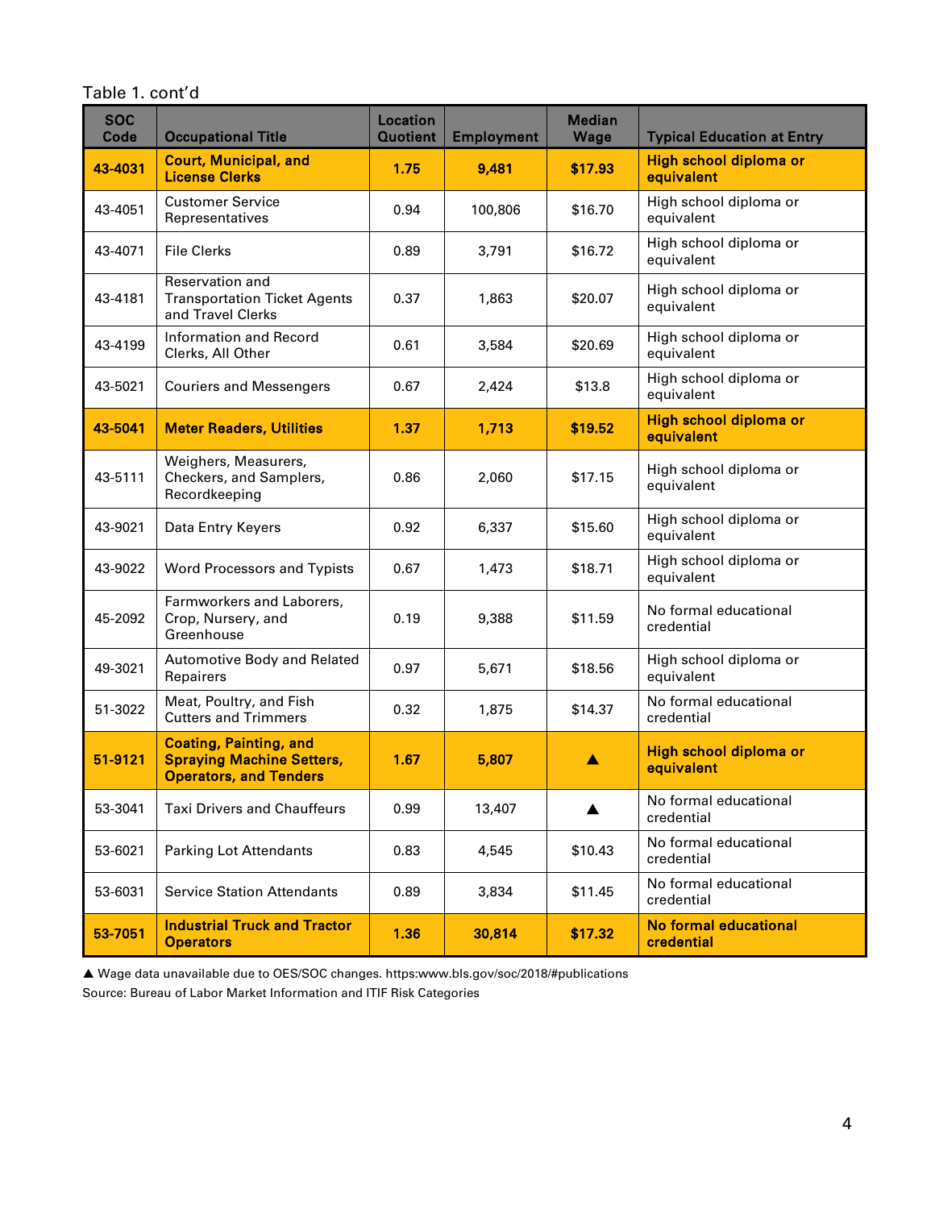Table 1. cont'd

| SOC Code | Occupational Title | Location Quotient | Employment | Median Wage | Typical Education at Entry |
|---|---|---|---|---|---|
| **43-4031** | **Court, Municipal, and License Clerks** | **1.75** | **9,481** | **$17.93** | **High school diploma or equivalent** |
| 43-4051 | Customer Service Representatives | 0.94 | 100,806 | $16.70 | High school diploma or equivalent |
| 43-4071 | File Clerks | 0.89 | 3,791 | $16.72 | High school diploma or equivalent |
| 43-4181 | Reservation and Transportation Ticket Agents and Travel Clerks | 0.37 | 1,863 | $20.07 | High school diploma or equivalent |
| 43-4199 | Information and Record Clerks, All Other | 0.61 | 3,584 | $20.69 | High school diploma or equivalent |
| 43-5021 | Couriers and Messengers | 0.67 | 2,424 | $13.8 | High school diploma or equivalent |
| **43-5041** | **Meter Readers, Utilities** | **1.37** | **1,713** | **$19.52** | **High school diploma or equivalent** |
| 43-5111 | Weighers, Measurers, Checkers, and Samplers, Recordkeeping | 0.86 | 2,060 | $17.15 | High school diploma or equivalent |
| 43-9021 | Data Entry Keyers | 0.92 | 6,337 | $15.60 | High school diploma or equivalent |
| 43-9022 | Word Processors and Typists | 0.67 | 1,473 | $18.71 | High school diploma or equivalent |
| 45-2092 | Farmworkers and Laborers, Crop, Nursery, and Greenhouse | 0.19 | 9,388 | $11.59 | No formal educational credential |
| 49-3021 | Automotive Body and Related Repairers | 0.97 | 5,671 | $18.56 | High school diploma or equivalent |
| 51-3022 | Meat, Poultry, and Fish Cutters and Trimmers | 0.32 | 1,875 | $14.37 | No formal educational credential |
| **51-9121** | **Coating, Painting, and Spraying Machine Setters, Operators, and Tenders** | **1.67** | **5,807** | ▲ | **High school diploma or equivalent** |
| 53-3041 | Taxi Drivers and Chauffeurs | 0.99 | 13,407 | ▲ | No formal educational credential |
| 53-6021 | Parking Lot Attendants | 0.83 | 4,545 | $10.43 | No formal educational credential |
| 53-6031 | Service Station Attendants | 0.89 | 3,834 | $11.45 | No formal educational credential |
| **53-7051** | **Industrial Truck and Tractor Operators** | **1.36** | **30,814** | **$17.32** | **No formal educational credential** |

▲ Wage data unavailable due to OES/SOC changes. https:www.bls.gov/soc/2018/#publications

Source: Bureau of Labor Market Information and ITIF Risk Categories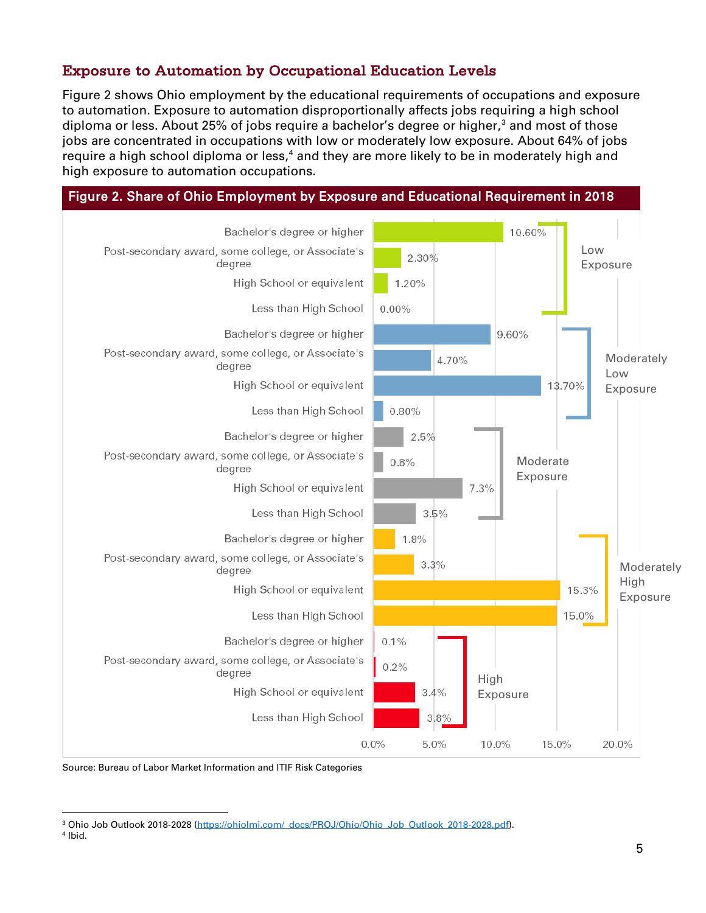## Exposure to Automation by Occupational Education Levels

Figure 2 shows Ohio employment by the educational requirements of occupations and exposure to automation. Exposure to automation disproportionally affects jobs requiring a high school diploma or less. About 25% of jobs require a bachelor's degree or higher,[3] and most of those jobs are concentrated in occupations with low or moderately low exposure. About 64% of jobs require a high school diploma or less,[4] and they are more likely to be in moderately high and high exposure to automation occupations.

**Figure 2. Share of Ohio Employment by Exposure and Educational Requirement in 2018**

| Exposure | Educational Requirement | Share |
|---|---|---|
| Low Exposure | Bachelor's degree or higher | 10.60% |
| | Post-secondary award, some college, or Associate's degree | 2.30% |
| | High School or equivalent | 1.20% |
| | Less than High School | 0.00% |
| Moderately Low Exposure | Bachelor's degree or higher | 9.60% |
| | Post-secondary award, some college, or Associate's degree | 4.70% |
| | High School or equivalent | 13.70% |
| | Less than High School | 0.80% |
| Moderate Exposure | Bachelor's degree or higher | 2.5% |
| | Post-secondary award, some college, or Associate's degree | 0.8% |
| | High School or equivalent | 7.3% |
| | Less than High School | 3.5% |
| Moderately High Exposure | Bachelor's degree or higher | 1.8% |
| | Post-secondary award, some college, or Associate's degree | 3.3% |
| | High School or equivalent | 15.3% |
| | Less than High School | 15.0% |
| High Exposure | Bachelor's degree or higher | 0.1% |
| | Post-secondary award, some college, or Associate's degree | 0.2% |
| | High School or equivalent | 3.4% |
| | Less than High School | 3.8% |

Source: Bureau of Labor Market Information and ITIF Risk Categories

[3] Ohio Job Outlook 2018-2028 (https://ohiolmi.com/_docs/PROJ/Ohio/Ohio_Job_Outlook_2018-2028.pdf).

[4] Ibid.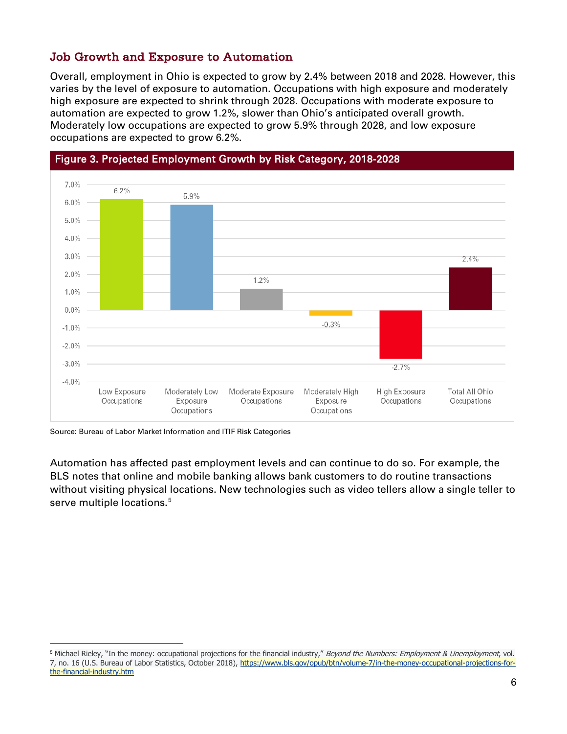## Job Growth and Exposure to Automation

Overall, employment in Ohio is expected to grow by 2.4% between 2018 and 2028. However, this varies by the level of exposure to automation. Occupations with high exposure and moderately high exposure are expected to shrink through 2028. Occupations with moderate exposure to automation are expected to grow 1.2%, slower than Ohio's anticipated overall growth. Moderately low occupations are expected to grow 5.9% through 2028, and low exposure occupations are expected to grow 6.2%.

**Figure 3. Projected Employment Growth by Risk Category, 2018-2028**

| Category | Projected Growth |
|---|---|
| Low Exposure Occupations | 6.2% |
| Moderately Low Exposure Occupations | 5.9% |
| Moderate Exposure Occupations | 1.2% |
| Moderately High Exposure Occupations | -0.3% |
| High Exposure Occupations | -2.7% |
| Total All Ohio Occupations | 2.4% |

Source: Bureau of Labor Market Information and ITIF Risk Categories

Automation has affected past employment levels and can continue to do so. For example, the BLS notes that online and mobile banking allows bank customers to do routine transactions without visiting physical locations. New technologies such as video tellers allow a single teller to serve multiple locations.[5]

[5] Michael Rieley, "In the money: occupational projections for the financial industry," *Beyond the Numbers: Employment & Unemployment*, vol. 7, no. 16 (U.S. Bureau of Labor Statistics, October 2018), https://www.bls.gov/opub/btn/volume-7/in-the-money-occupational-projections-for-the-financial-industry.htm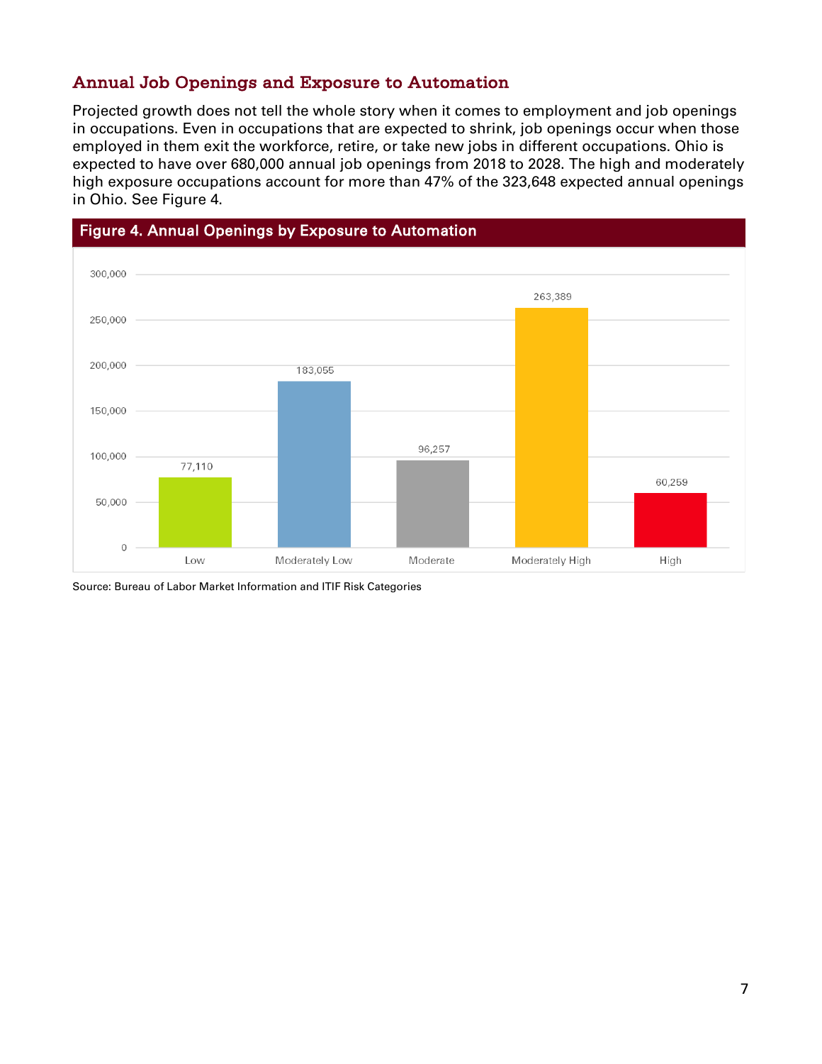### Annual Job Openings and Exposure to Automation

Projected growth does not tell the whole story when it comes to employment and job openings in occupations. Even in occupations that are expected to shrink, job openings occur when those employed in them exit the workforce, retire, or take new jobs in different occupations. Ohio is expected to have over 680,000 annual job openings from 2018 to 2028. The high and moderately high exposure occupations account for more than 47% of the 323,648 expected annual openings in Ohio. See Figure 4.

**Figure 4. Annual Openings by Exposure to Automation**

| Exposure to Automation | Annual Openings |
|---|---|
| Low | 77,110 |
| Moderately Low | 183,055 |
| Moderate | 96,257 |
| Moderately High | 263,389 |
| High | 60,259 |

Source: Bureau of Labor Market Information and ITIF Risk Categories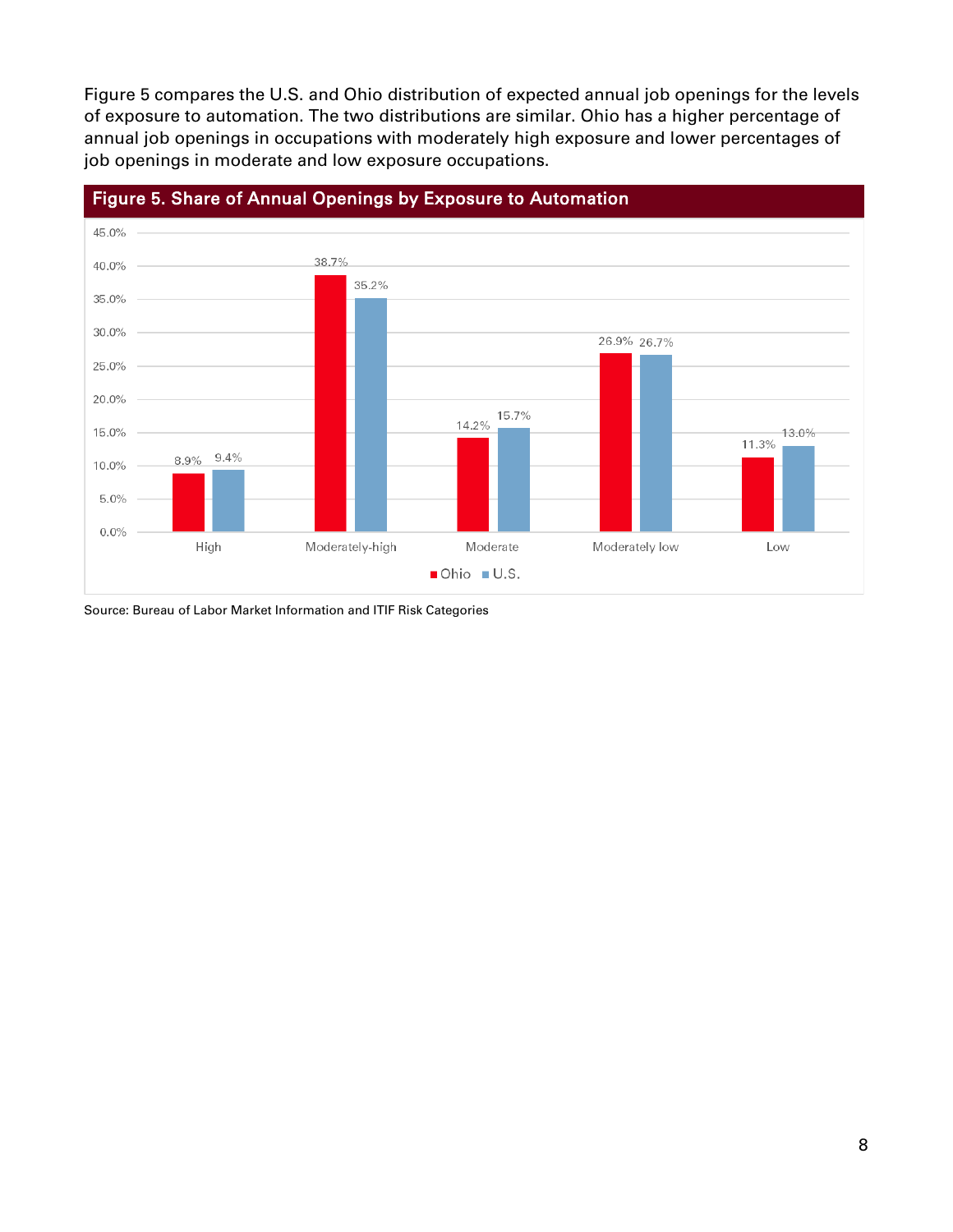Figure 5 compares the U.S. and Ohio distribution of expected annual job openings for the levels of exposure to automation. The two distributions are similar. Ohio has a higher percentage of annual job openings in occupations with moderately high exposure and lower percentages of job openings in moderate and low exposure occupations.

**Figure 5. Share of Annual Openings by Exposure to Automation**

| Exposure | Ohio | U.S. |
| --- | --- | --- |
| High | 8.9% | 9.4% |
| Moderately-high | 38.7% | 35.2% |
| Moderate | 14.2% | 15.7% |
| Moderately low | 26.9% | 26.7% |
| Low | 11.3% | 13.0% |

Source: Bureau of Labor Market Information and ITIF Risk Categories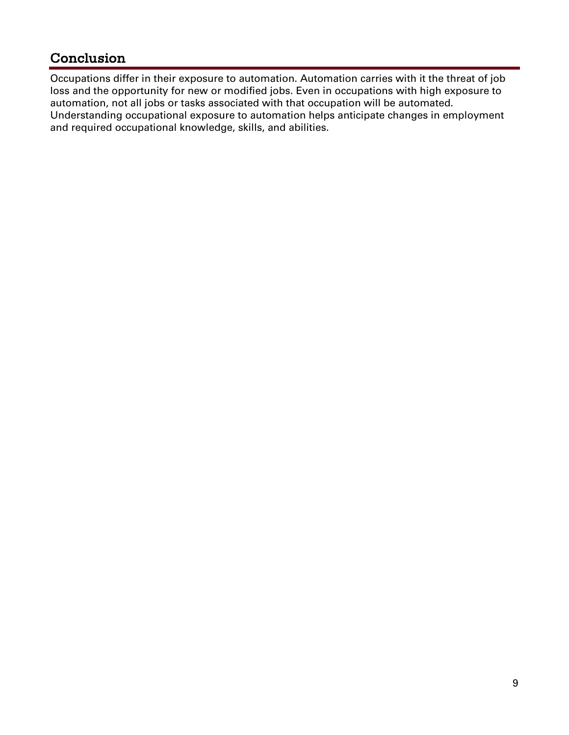## Conclusion

Occupations differ in their exposure to automation. Automation carries with it the threat of job loss and the opportunity for new or modified jobs. Even in occupations with high exposure to automation, not all jobs or tasks associated with that occupation will be automated. Understanding occupational exposure to automation helps anticipate changes in employment and required occupational knowledge, skills, and abilities.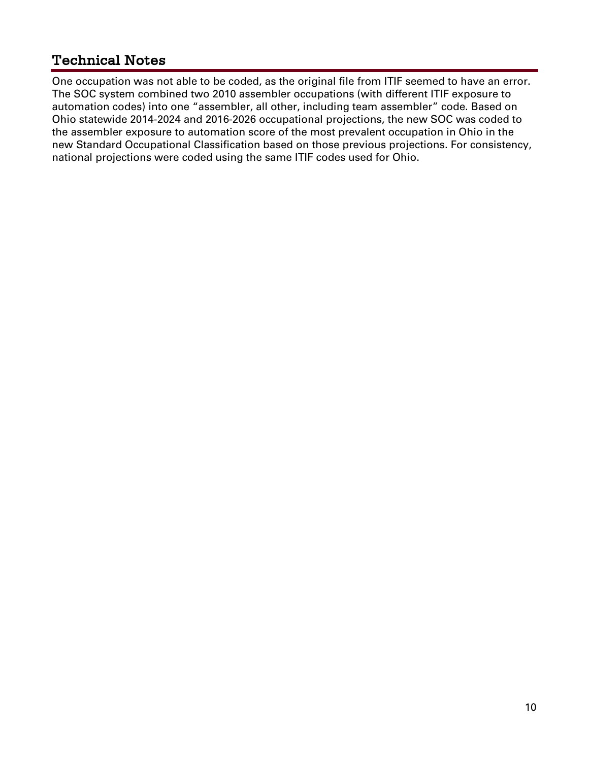## Technical Notes

One occupation was not able to be coded, as the original file from ITIF seemed to have an error. The SOC system combined two 2010 assembler occupations (with different ITIF exposure to automation codes) into one "assembler, all other, including team assembler" code. Based on Ohio statewide 2014-2024 and 2016-2026 occupational projections, the new SOC was coded to the assembler exposure to automation score of the most prevalent occupation in Ohio in the new Standard Occupational Classification based on those previous projections. For consistency, national projections were coded using the same ITIF codes used for Ohio.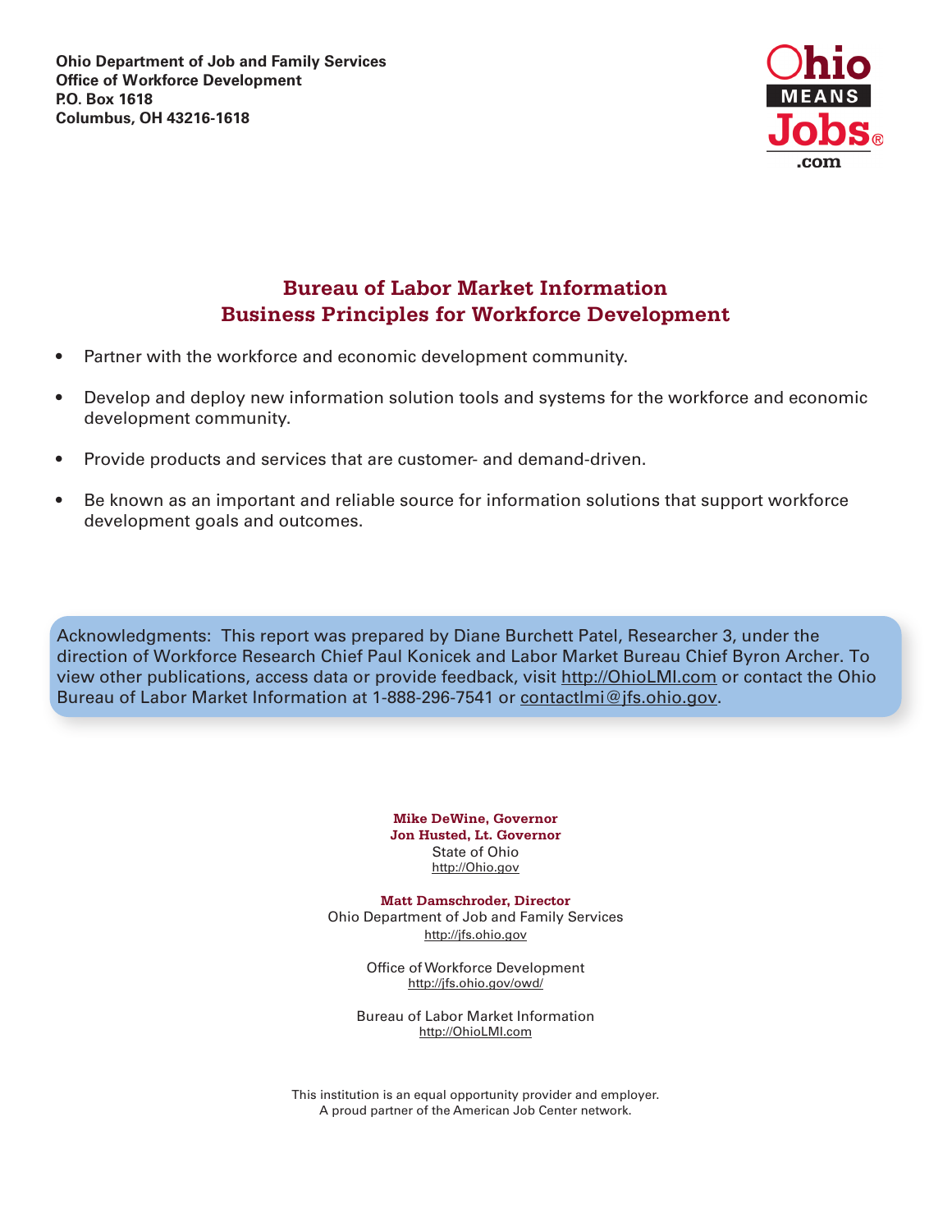**Ohio Department of Job and Family Services**
**Office of Workforce Development**
**P.O. Box 1618**
**Columbus, OH 43216-1618**

Ohio MEANS Jobs®.com

## Bureau of Labor Market Information
## Business Principles for Workforce Development

- Partner with the workforce and economic development community.
- Develop and deploy new information solution tools and systems for the workforce and economic development community.
- Provide products and services that are customer- and demand-driven.
- Be known as an important and reliable source for information solutions that support workforce development goals and outcomes.

Acknowledgments: This report was prepared by Diane Burchett Patel, Researcher 3, under the direction of Workforce Research Chief Paul Konicek and Labor Market Bureau Chief Byron Archer. To view other publications, access data or provide feedback, visit http://OhioLMI.com or contact the Ohio Bureau of Labor Market Information at 1-888-296-7541 or contactlmi@jfs.ohio.gov.

**Mike DeWine, Governor**
**Jon Husted, Lt. Governor**
State of Ohio
http://Ohio.gov

**Matt Damschroder, Director**
Ohio Department of Job and Family Services
http://jfs.ohio.gov

Office of Workforce Development
http://jfs.ohio.gov/owd/

Bureau of Labor Market Information
http://OhioLMI.com

This institution is an equal opportunity provider and employer.
A proud partner of the American Job Center network.